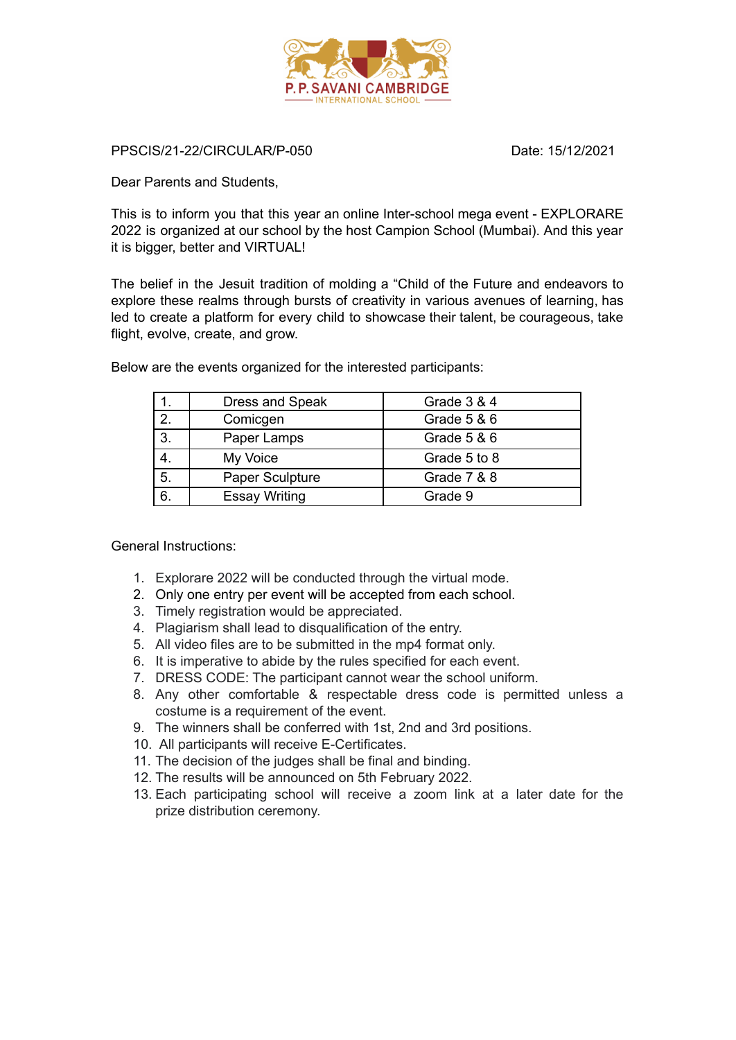P. P. SAVANI CAMBRIDGE
INTERNATIONAL SCHOOL

PPSCIS/21-22/CIRCULAR/P-050 Date: 15/12/2021

Dear Parents and Students,

This is to inform you that this year an online Inter-school mega event - EXPLORARE 2022 is organized at our school by the host Campion School (Mumbai). And this year it is bigger, better and VIRTUAL!

The belief in the Jesuit tradition of molding a "Child of the Future and endeavors to explore these realms through bursts of creativity in various avenues of learning, has led to create a platform for every child to showcase their talent, be courageous, take flight, evolve, create, and grow.

Below are the events organized for the interested participants:

| | | |
|---|---|---|
| 1. | Dress and Speak | Grade 3 & 4 |
| 2. | Comicgen | Grade 5 & 6 |
| 3. | Paper Lamps | Grade 5 & 6 |
| 4. | My Voice | Grade 5 to 8 |
| 5. | Paper Sculpture | Grade 7 & 8 |
| 6. | Essay Writing | Grade 9 |

General Instructions:

1. Explorare 2022 will be conducted through the virtual mode.
2. Only one entry per event will be accepted from each school.
3. Timely registration would be appreciated.
4. Plagiarism shall lead to disqualification of the entry.
5. All video files are to be submitted in the mp4 format only.
6. It is imperative to abide by the rules specified for each event.
7. DRESS CODE: The participant cannot wear the school uniform.
8. Any other comfortable & respectable dress code is permitted unless a costume is a requirement of the event.
9. The winners shall be conferred with 1st, 2nd and 3rd positions.
10. All participants will receive E-Certificates.
11. The decision of the judges shall be final and binding.
12. The results will be announced on 5th February 2022.
13. Each participating school will receive a zoom link at a later date for the prize distribution ceremony.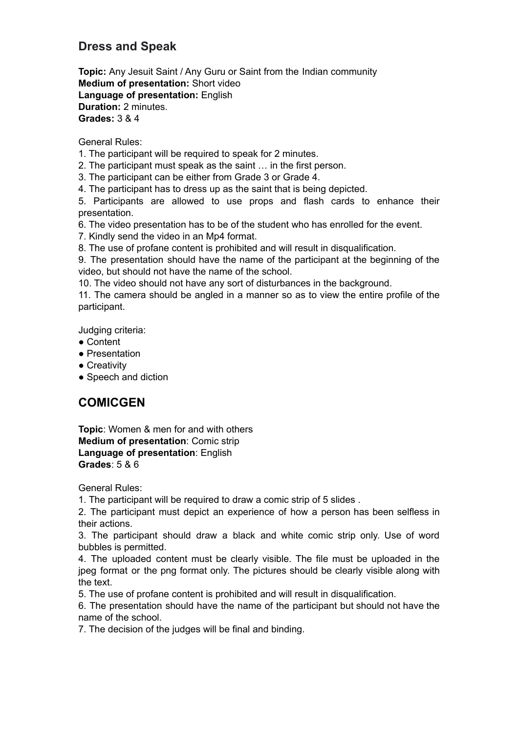## Dress and Speak

**Topic:** Any Jesuit Saint / Any Guru or Saint from the Indian community
**Medium of presentation:** Short video
**Language of presentation:** English
**Duration:** 2 minutes.
**Grades:** 3 & 4

General Rules:

1. The participant will be required to speak for 2 minutes.
2. The participant must speak as the saint … in the first person.
3. The participant can be either from Grade 3 or Grade 4.
4. The participant has to dress up as the saint that is being depicted.
5. Participants are allowed to use props and flash cards to enhance their presentation.
6. The video presentation has to be of the student who has enrolled for the event.
7. Kindly send the video in an Mp4 format.
8. The use of profane content is prohibited and will result in disqualification.
9. The presentation should have the name of the participant at the beginning of the video, but should not have the name of the school.
10. The video should not have any sort of disturbances in the background.
11. The camera should be angled in a manner so as to view the entire profile of the participant.

Judging criteria:

- Content
- Presentation
- Creativity
- Speech and diction

## COMICGEN

**Topic**: Women & men for and with others
**Medium of presentation**: Comic strip
**Language of presentation**: English
**Grades**: 5 & 6

General Rules:

1. The participant will be required to draw a comic strip of 5 slides .
2. The participant must depict an experience of how a person has been selfless in their actions.
3. The participant should draw a black and white comic strip only. Use of word bubbles is permitted.
4. The uploaded content must be clearly visible. The file must be uploaded in the jpeg format or the png format only. The pictures should be clearly visible along with the text.
5. The use of profane content is prohibited and will result in disqualification.
6. The presentation should have the name of the participant but should not have the name of the school.
7. The decision of the judges will be final and binding.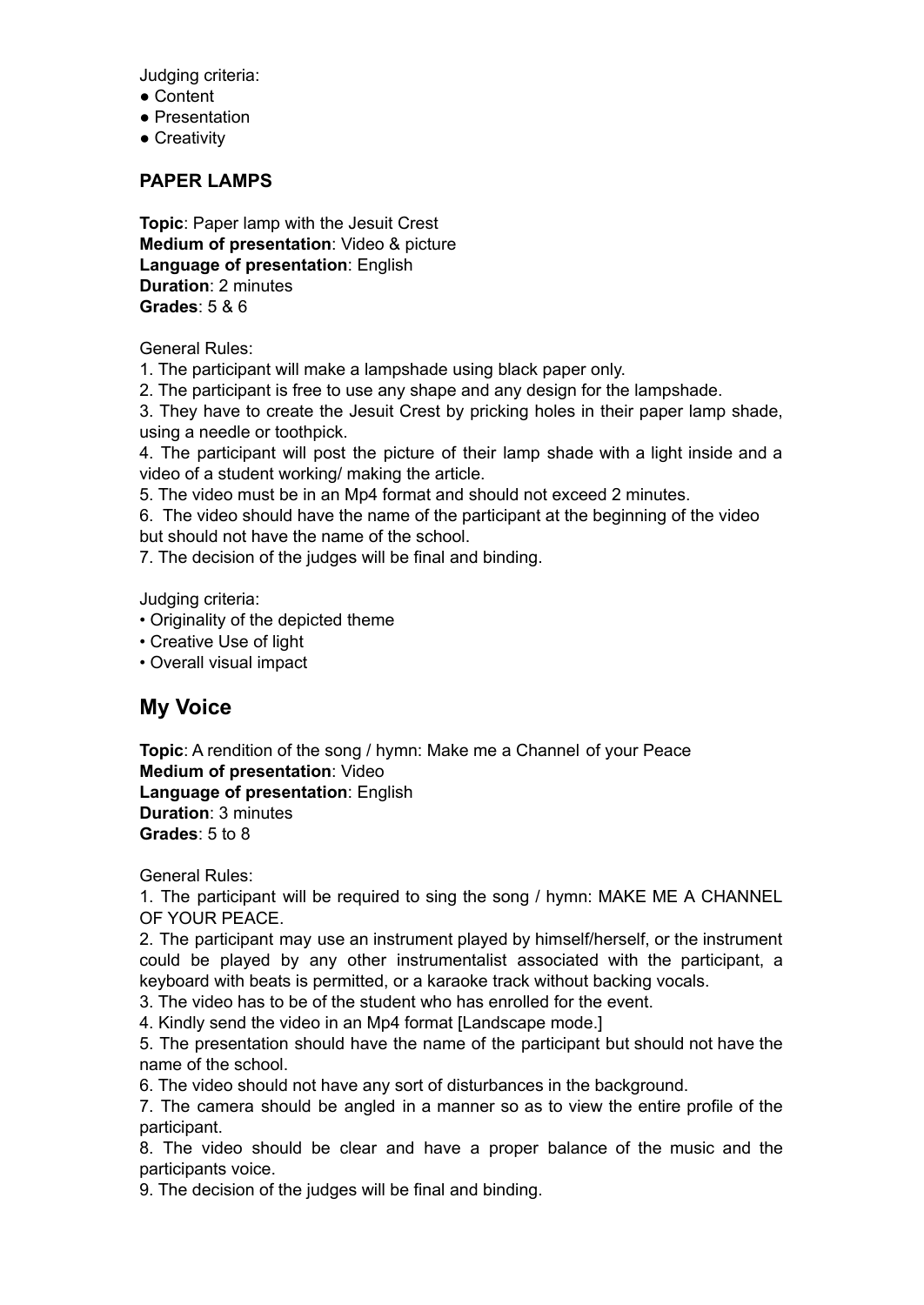Judging criteria:
- Content
- Presentation
- Creativity

### PAPER LAMPS

**Topic**: Paper lamp with the Jesuit Crest
**Medium of presentation**: Video & picture
**Language of presentation**: English
**Duration**: 2 minutes
**Grades**: 5 & 6

General Rules:
1. The participant will make a lampshade using black paper only.
2. The participant is free to use any shape and any design for the lampshade.
3. They have to create the Jesuit Crest by pricking holes in their paper lamp shade, using a needle or toothpick.
4. The participant will post the picture of their lamp shade with a light inside and a video of a student working/ making the article.
5. The video must be in an Mp4 format and should not exceed 2 minutes.
6. The video should have the name of the participant at the beginning of the video but should not have the name of the school.
7. The decision of the judges will be final and binding.

Judging criteria:
- Originality of the depicted theme
- Creative Use of light
- Overall visual impact

## My Voice

**Topic**: A rendition of the song / hymn: Make me a Channel of your Peace
**Medium of presentation**: Video
**Language of presentation**: English
**Duration**: 3 minutes
**Grades**: 5 to 8

General Rules:
1. The participant will be required to sing the song / hymn: MAKE ME A CHANNEL OF YOUR PEACE.
2. The participant may use an instrument played by himself/herself, or the instrument could be played by any other instrumentalist associated with the participant, a keyboard with beats is permitted, or a karaoke track without backing vocals.
3. The video has to be of the student who has enrolled for the event.
4. Kindly send the video in an Mp4 format [Landscape mode.]
5. The presentation should have the name of the participant but should not have the name of the school.
6. The video should not have any sort of disturbances in the background.
7. The camera should be angled in a manner so as to view the entire profile of the participant.
8. The video should be clear and have a proper balance of the music and the participants voice.
9. The decision of the judges will be final and binding.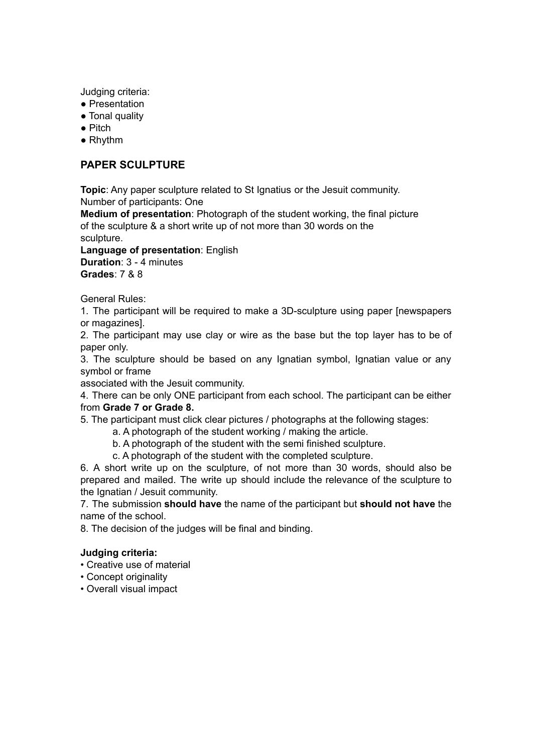Judging criteria:
- Presentation
- Tonal quality
- Pitch
- Rhythm

## PAPER SCULPTURE

**Topic**: Any paper sculpture related to St Ignatius or the Jesuit community.
Number of participants: One
**Medium of presentation**: Photograph of the student working, the final picture of the sculpture & a short write up of not more than 30 words on the sculpture.
**Language of presentation**: English
**Duration**: 3 - 4 minutes
**Grades**: 7 & 8

General Rules:

1. The participant will be required to make a 3D-sculpture using paper [newspapers or magazines].
2. The participant may use clay or wire as the base but the top layer has to be of paper only.
3. The sculpture should be based on any Ignatian symbol, Ignatian value or any symbol or frame associated with the Jesuit community.
4. There can be only ONE participant from each school. The participant can be either from **Grade 7 or Grade 8.**
5. The participant must click clear pictures / photographs at the following stages:
   a. A photograph of the student working / making the article.
   b. A photograph of the student with the semi finished sculpture.
   c. A photograph of the student with the completed sculpture.
6. A short write up on the sculpture, of not more than 30 words, should also be prepared and mailed. The write up should include the relevance of the sculpture to the Ignatian / Jesuit community.
7. The submission **should have** the name of the participant but **should not have** the name of the school.
8. The decision of the judges will be final and binding.

**Judging criteria:**
- Creative use of material
- Concept originality
- Overall visual impact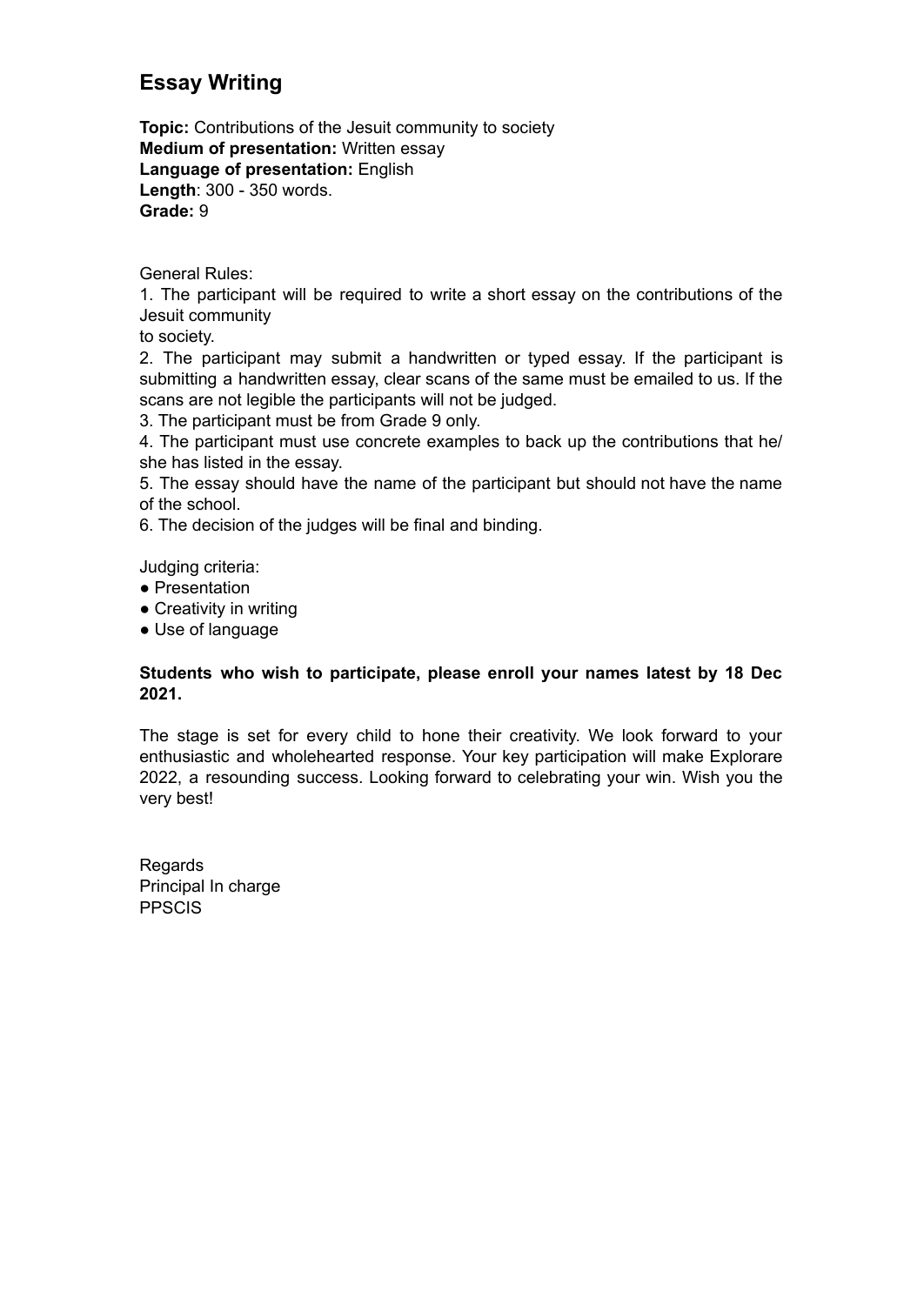# Essay Writing

**Topic:** Contributions of the Jesuit community to society
**Medium of presentation:** Written essay
**Language of presentation:** English
**Length**: 300 - 350 words.
**Grade:** 9

General Rules:

1. The participant will be required to write a short essay on the contributions of the Jesuit community to society.
2. The participant may submit a handwritten or typed essay. If the participant is submitting a handwritten essay, clear scans of the same must be emailed to us. If the scans are not legible the participants will not be judged.
3. The participant must be from Grade 9 only.
4. The participant must use concrete examples to back up the contributions that he/ she has listed in the essay.
5. The essay should have the name of the participant but should not have the name of the school.
6. The decision of the judges will be final and binding.

Judging criteria:

- Presentation
- Creativity in writing
- Use of language

**Students who wish to participate, please enroll your names latest by 18 Dec 2021.**

The stage is set for every child to hone their creativity. We look forward to your enthusiastic and wholehearted response. Your key participation will make Explorare 2022, a resounding success. Looking forward to celebrating your win. Wish you the very best!

Regards
Principal In charge
PPSCIS